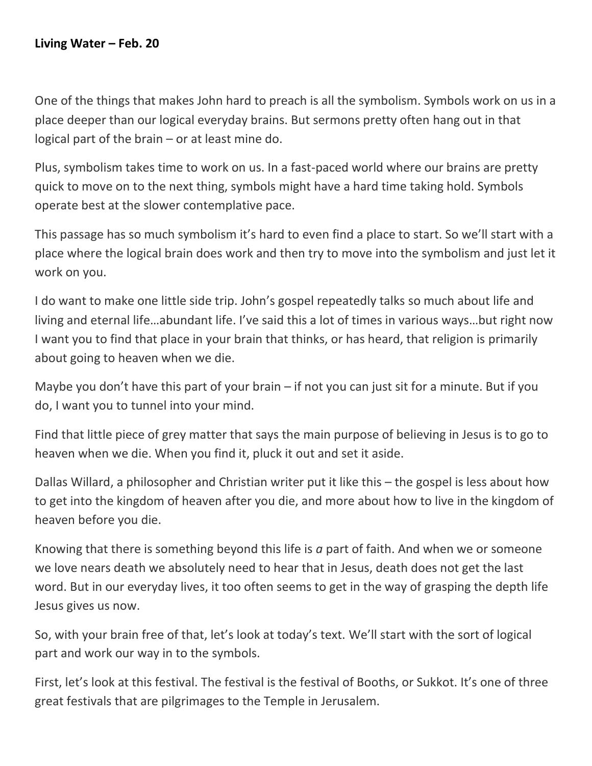**Living Water – Feb. 20**

One of the things that makes John hard to preach is all the symbolism. Symbols work on us in a place deeper than our logical everyday brains. But sermons pretty often hang out in that logical part of the brain – or at least mine do.

Plus, symbolism takes time to work on us. In a fast-paced world where our brains are pretty quick to move on to the next thing, symbols might have a hard time taking hold. Symbols operate best at the slower contemplative pace.

This passage has so much symbolism it's hard to even find a place to start. So we'll start with a place where the logical brain does work and then try to move into the symbolism and just let it work on you.

I do want to make one little side trip. John's gospel repeatedly talks so much about life and living and eternal life…abundant life. I've said this a lot of times in various ways…but right now I want you to find that place in your brain that thinks, or has heard, that religion is primarily about going to heaven when we die.

Maybe you don't have this part of your brain – if not you can just sit for a minute. But if you do, I want you to tunnel into your mind.

Find that little piece of grey matter that says the main purpose of believing in Jesus is to go to heaven when we die. When you find it, pluck it out and set it aside.

Dallas Willard, a philosopher and Christian writer put it like this – the gospel is less about how to get into the kingdom of heaven after you die, and more about how to live in the kingdom of heaven before you die.

Knowing that there is something beyond this life is *a* part of faith. And when we or someone we love nears death we absolutely need to hear that in Jesus, death does not get the last word. But in our everyday lives, it too often seems to get in the way of grasping the depth life Jesus gives us now.

So, with your brain free of that, let's look at today's text. We'll start with the sort of logical part and work our way in to the symbols.

First, let's look at this festival. The festival is the festival of Booths, or Sukkot. It's one of three great festivals that are pilgrimages to the Temple in Jerusalem.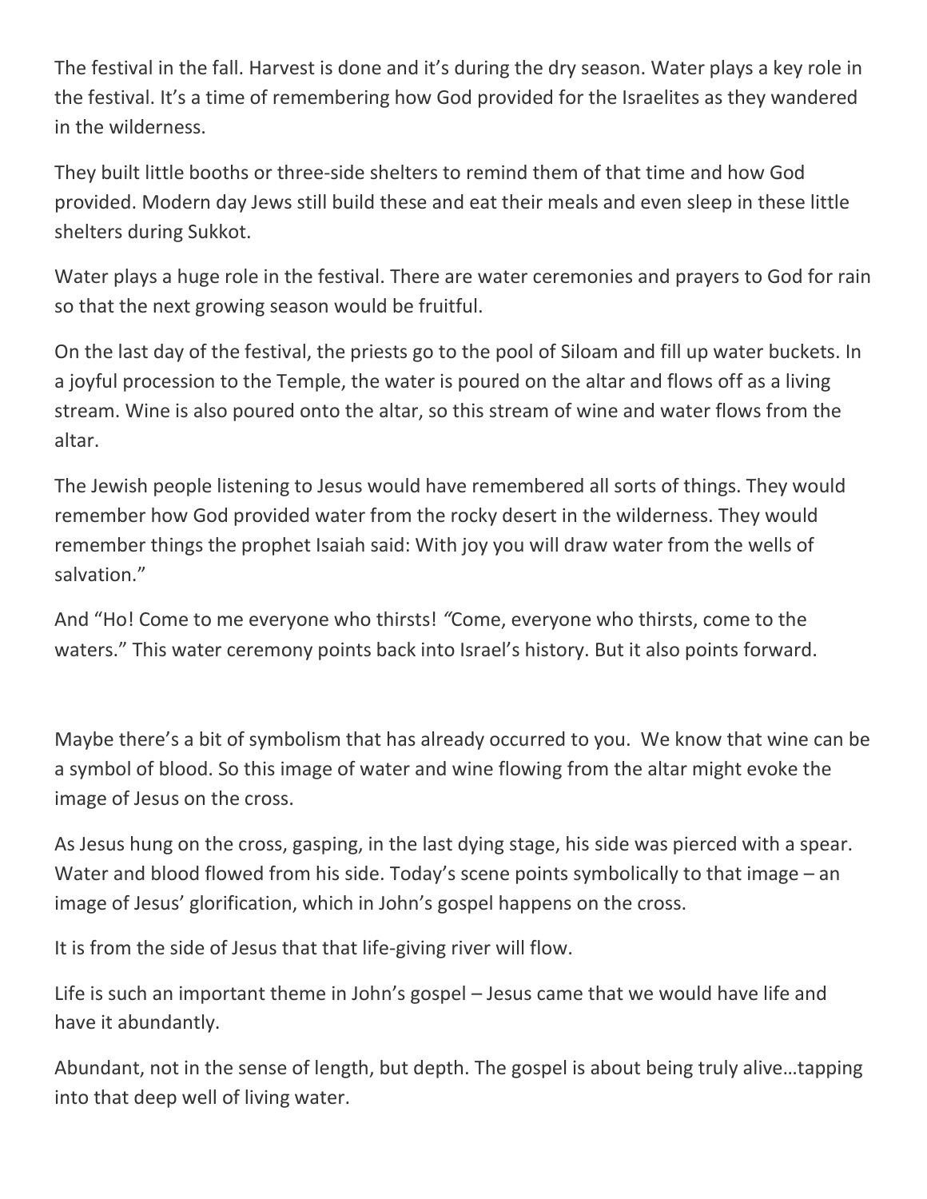The festival in the fall. Harvest is done and it's during the dry season. Water plays a key role in the festival. It's a time of remembering how God provided for the Israelites as they wandered in the wilderness.

They built little booths or three-side shelters to remind them of that time and how God provided. Modern day Jews still build these and eat their meals and even sleep in these little shelters during Sukkot.

Water plays a huge role in the festival. There are water ceremonies and prayers to God for rain so that the next growing season would be fruitful.

On the last day of the festival, the priests go to the pool of Siloam and fill up water buckets. In a joyful procession to the Temple, the water is poured on the altar and flows off as a living stream. Wine is also poured onto the altar, so this stream of wine and water flows from the altar.

The Jewish people listening to Jesus would have remembered all sorts of things. They would remember how God provided water from the rocky desert in the wilderness. They would remember things the prophet Isaiah said: With joy you will draw water from the wells of salvation."

And "Ho! Come to me everyone who thirsts! *"*Come, everyone who thirsts, come to the waters." This water ceremony points back into Israel's history. But it also points forward.

Maybe there's a bit of symbolism that has already occurred to you. We know that wine can be a symbol of blood. So this image of water and wine flowing from the altar might evoke the image of Jesus on the cross.

As Jesus hung on the cross, gasping, in the last dying stage, his side was pierced with a spear. Water and blood flowed from his side. Today's scene points symbolically to that image – an image of Jesus' glorification, which in John's gospel happens on the cross.

It is from the side of Jesus that that life-giving river will flow.

Life is such an important theme in John's gospel – Jesus came that we would have life and have it abundantly.

Abundant, not in the sense of length, but depth. The gospel is about being truly alive…tapping into that deep well of living water.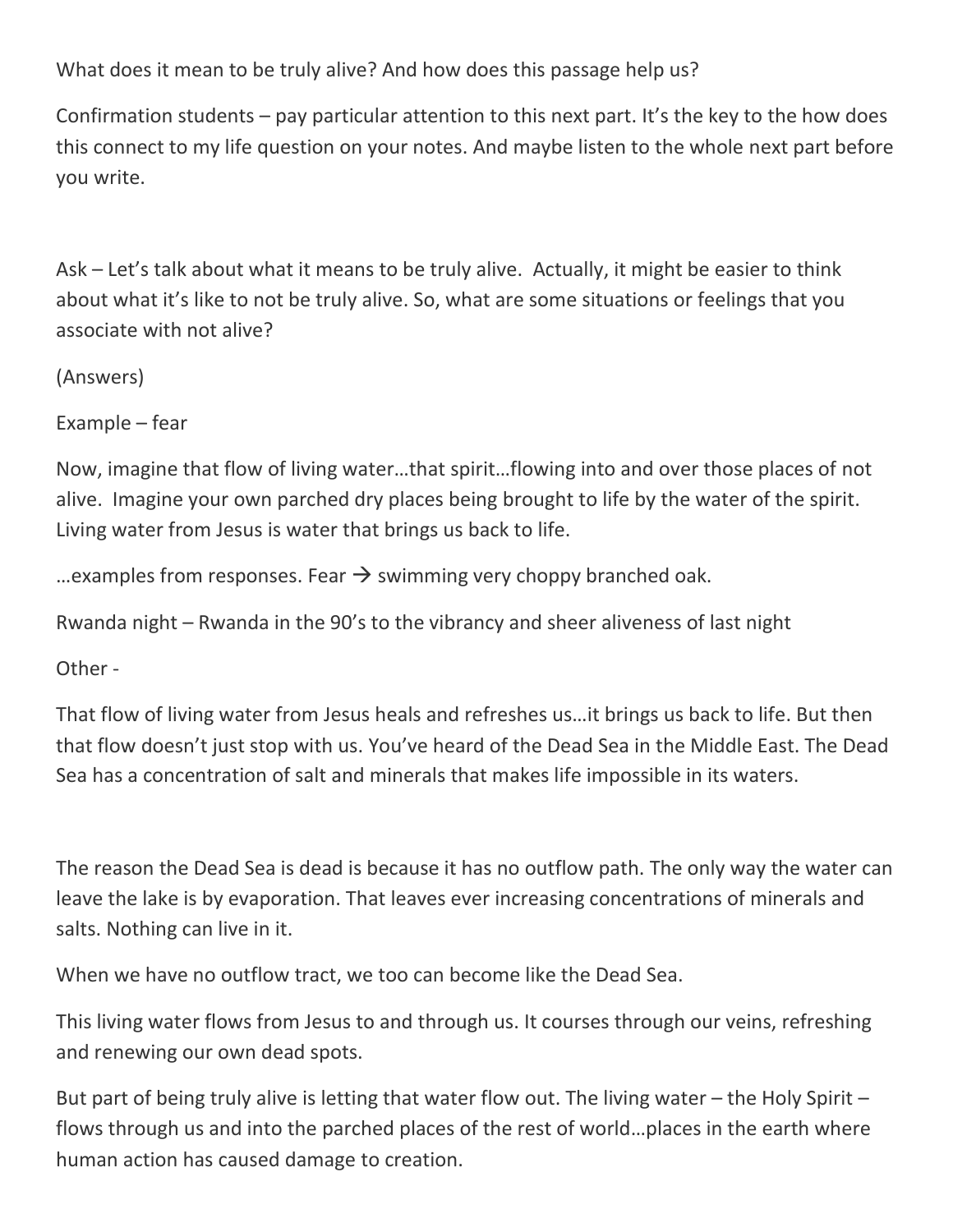What does it mean to be truly alive? And how does this passage help us?

Confirmation students – pay particular attention to this next part. It's the key to the how does this connect to my life question on your notes. And maybe listen to the whole next part before you write.

Ask – Let's talk about what it means to be truly alive. Actually, it might be easier to think about what it's like to not be truly alive. So, what are some situations or feelings that you associate with not alive?

(Answers)

Example – fear

Now, imagine that flow of living water…that spirit…flowing into and over those places of not alive. Imagine your own parched dry places being brought to life by the water of the spirit. Living water from Jesus is water that brings us back to life.

…examples from responses. Fear → swimming very choppy branched oak.

Rwanda night – Rwanda in the 90's to the vibrancy and sheer aliveness of last night

Other -

That flow of living water from Jesus heals and refreshes us…it brings us back to life. But then that flow doesn't just stop with us. You've heard of the Dead Sea in the Middle East. The Dead Sea has a concentration of salt and minerals that makes life impossible in its waters.

The reason the Dead Sea is dead is because it has no outflow path. The only way the water can leave the lake is by evaporation. That leaves ever increasing concentrations of minerals and salts. Nothing can live in it.

When we have no outflow tract, we too can become like the Dead Sea.

This living water flows from Jesus to and through us. It courses through our veins, refreshing and renewing our own dead spots.

But part of being truly alive is letting that water flow out. The living water – the Holy Spirit – flows through us and into the parched places of the rest of world…places in the earth where human action has caused damage to creation.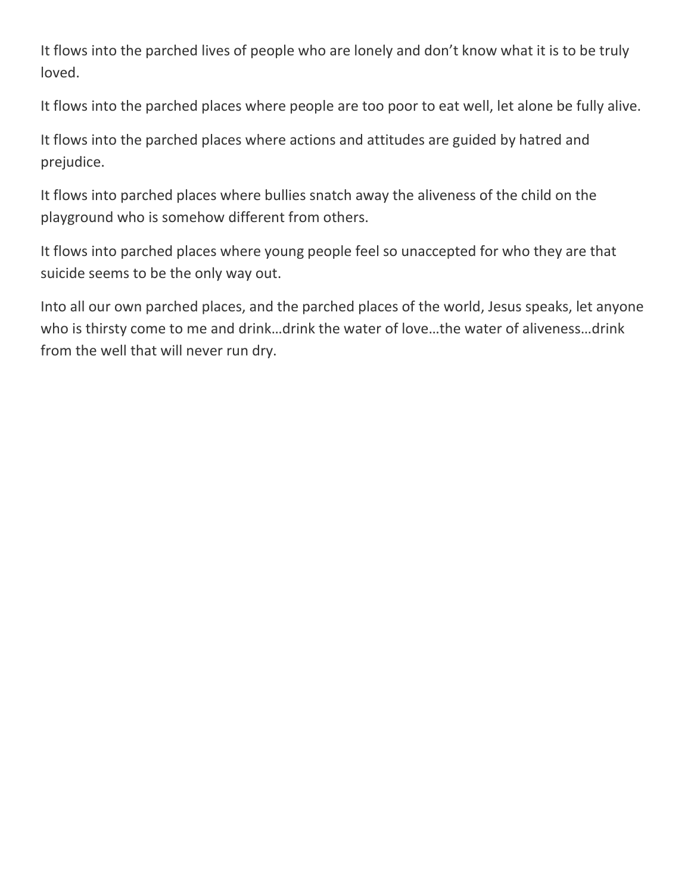It flows into the parched lives of people who are lonely and don't know what it is to be truly loved.

It flows into the parched places where people are too poor to eat well, let alone be fully alive.

It flows into the parched places where actions and attitudes are guided by hatred and prejudice.

It flows into parched places where bullies snatch away the aliveness of the child on the playground who is somehow different from others.

It flows into parched places where young people feel so unaccepted for who they are that suicide seems to be the only way out.

Into all our own parched places, and the parched places of the world, Jesus speaks, let anyone who is thirsty come to me and drink…drink the water of love…the water of aliveness…drink from the well that will never run dry.